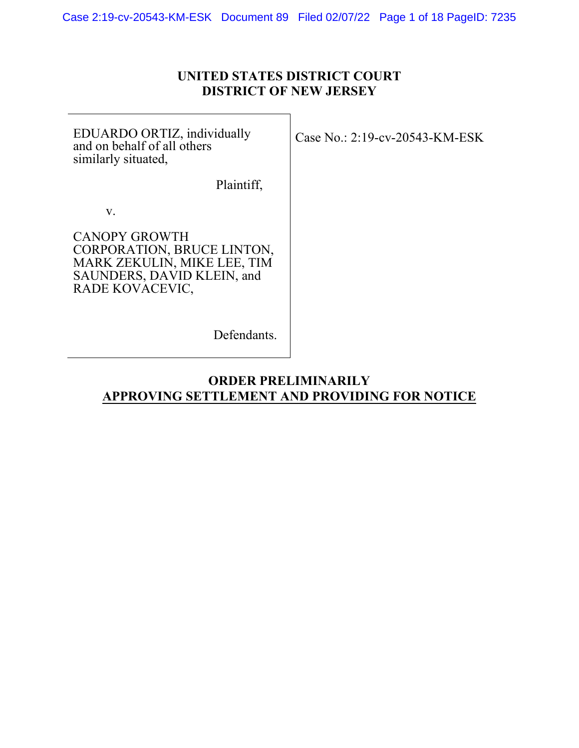# UNITED STATES DISTRICT COURT
# DISTRICT OF NEW JERSEY

| | |
|---|---|
| EDUARDO ORTIZ, individually and on behalf of all others similarly situated,<br><br>Plaintiff,<br><br>v.<br><br>CANOPY GROWTH CORPORATION, BRUCE LINTON, MARK ZEKULIN, MIKE LEE, TIM SAUNDERS, DAVID KLEIN, and RADE KOVACEVIC,<br><br>Defendants. | Case No.: 2:19-cv-20543-KM-ESK |

## ORDER PRELIMINARILY APPROVING SETTLEMENT AND PROVIDING FOR NOTICE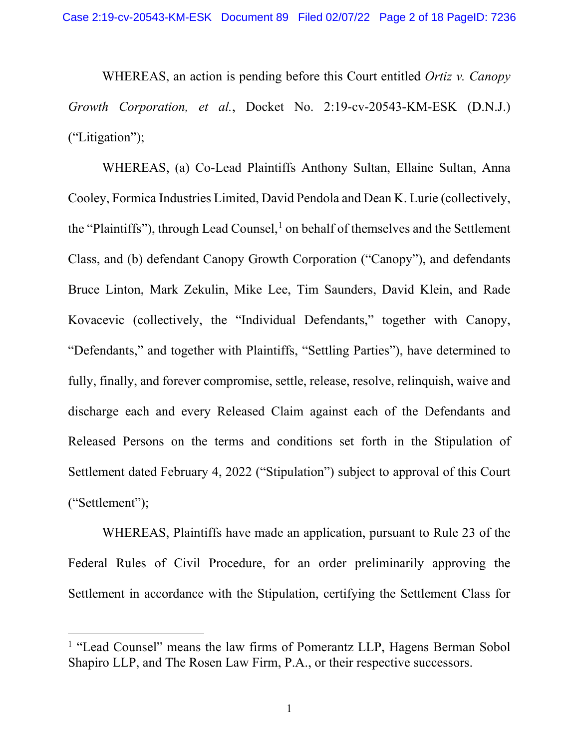WHEREAS, an action is pending before this Court entitled *Ortiz v. Canopy Growth Corporation, et al.*, Docket No. 2:19-cv-20543-KM-ESK (D.N.J.) ("Litigation");

WHEREAS, (a) Co-Lead Plaintiffs Anthony Sultan, Ellaine Sultan, Anna Cooley, Formica Industries Limited, David Pendola and Dean K. Lurie (collectively, the "Plaintiffs"), through Lead Counsel,[1] on behalf of themselves and the Settlement Class, and (b) defendant Canopy Growth Corporation ("Canopy"), and defendants Bruce Linton, Mark Zekulin, Mike Lee, Tim Saunders, David Klein, and Rade Kovacevic (collectively, the "Individual Defendants," together with Canopy, "Defendants," and together with Plaintiffs, "Settling Parties"), have determined to fully, finally, and forever compromise, settle, release, resolve, relinquish, waive and discharge each and every Released Claim against each of the Defendants and Released Persons on the terms and conditions set forth in the Stipulation of Settlement dated February 4, 2022 ("Stipulation") subject to approval of this Court ("Settlement");

WHEREAS, Plaintiffs have made an application, pursuant to Rule 23 of the Federal Rules of Civil Procedure, for an order preliminarily approving the Settlement in accordance with the Stipulation, certifying the Settlement Class for

---

[1] "Lead Counsel" means the law firms of Pomerantz LLP, Hagens Berman Sobol Shapiro LLP, and The Rosen Law Firm, P.A., or their respective successors.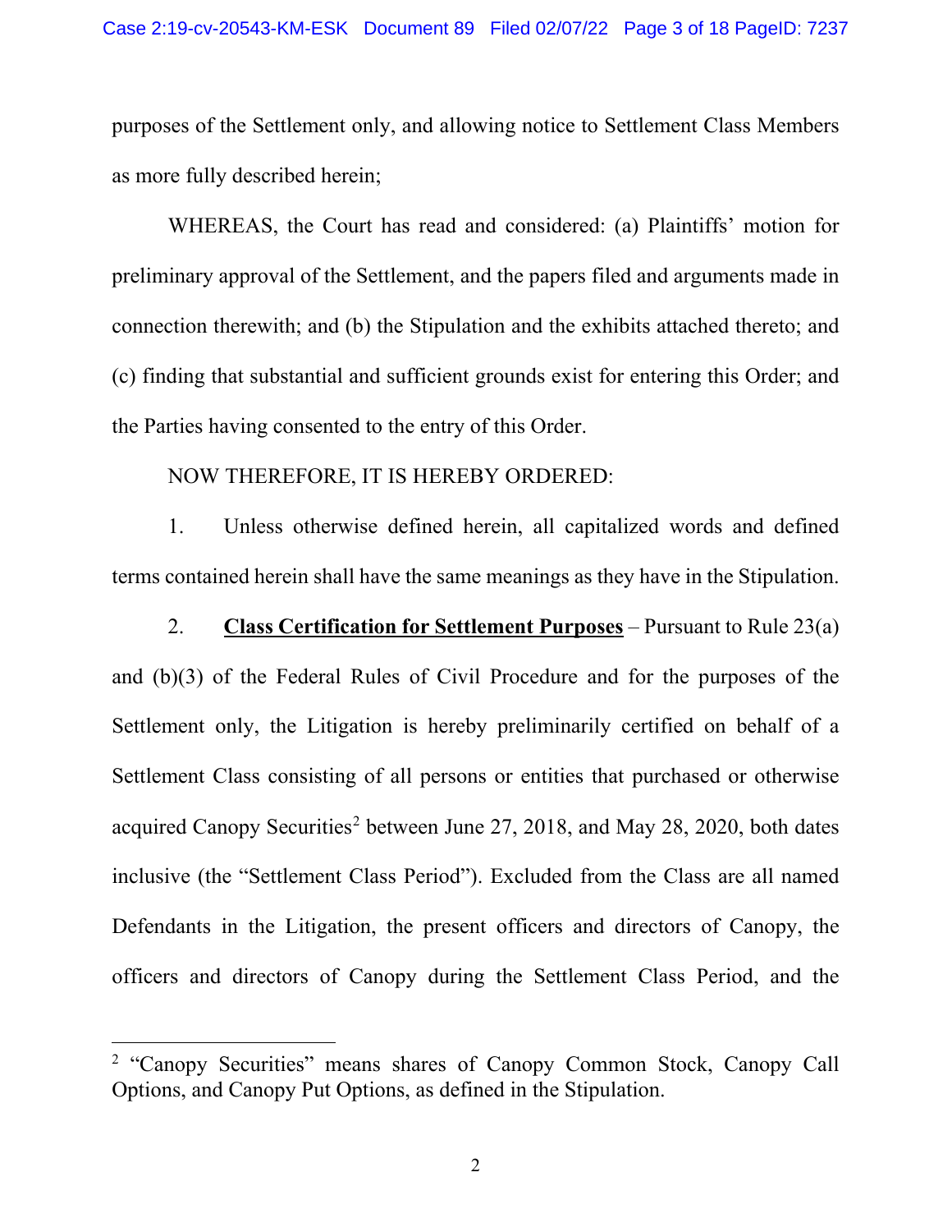purposes of the Settlement only, and allowing notice to Settlement Class Members as more fully described herein;

WHEREAS, the Court has read and considered: (a) Plaintiffs' motion for preliminary approval of the Settlement, and the papers filed and arguments made in connection therewith; and (b) the Stipulation and the exhibits attached thereto; and (c) finding that substantial and sufficient grounds exist for entering this Order; and the Parties having consented to the entry of this Order.

NOW THEREFORE, IT IS HEREBY ORDERED:

1. Unless otherwise defined herein, all capitalized words and defined terms contained herein shall have the same meanings as they have in the Stipulation.

2. **Class Certification for Settlement Purposes** – Pursuant to Rule 23(a) and (b)(3) of the Federal Rules of Civil Procedure and for the purposes of the Settlement only, the Litigation is hereby preliminarily certified on behalf of a Settlement Class consisting of all persons or entities that purchased or otherwise acquired Canopy Securities[2] between June 27, 2018, and May 28, 2020, both dates inclusive (the "Settlement Class Period"). Excluded from the Class are all named Defendants in the Litigation, the present officers and directors of Canopy, the officers and directors of Canopy during the Settlement Class Period, and the

[2] "Canopy Securities" means shares of Canopy Common Stock, Canopy Call Options, and Canopy Put Options, as defined in the Stipulation.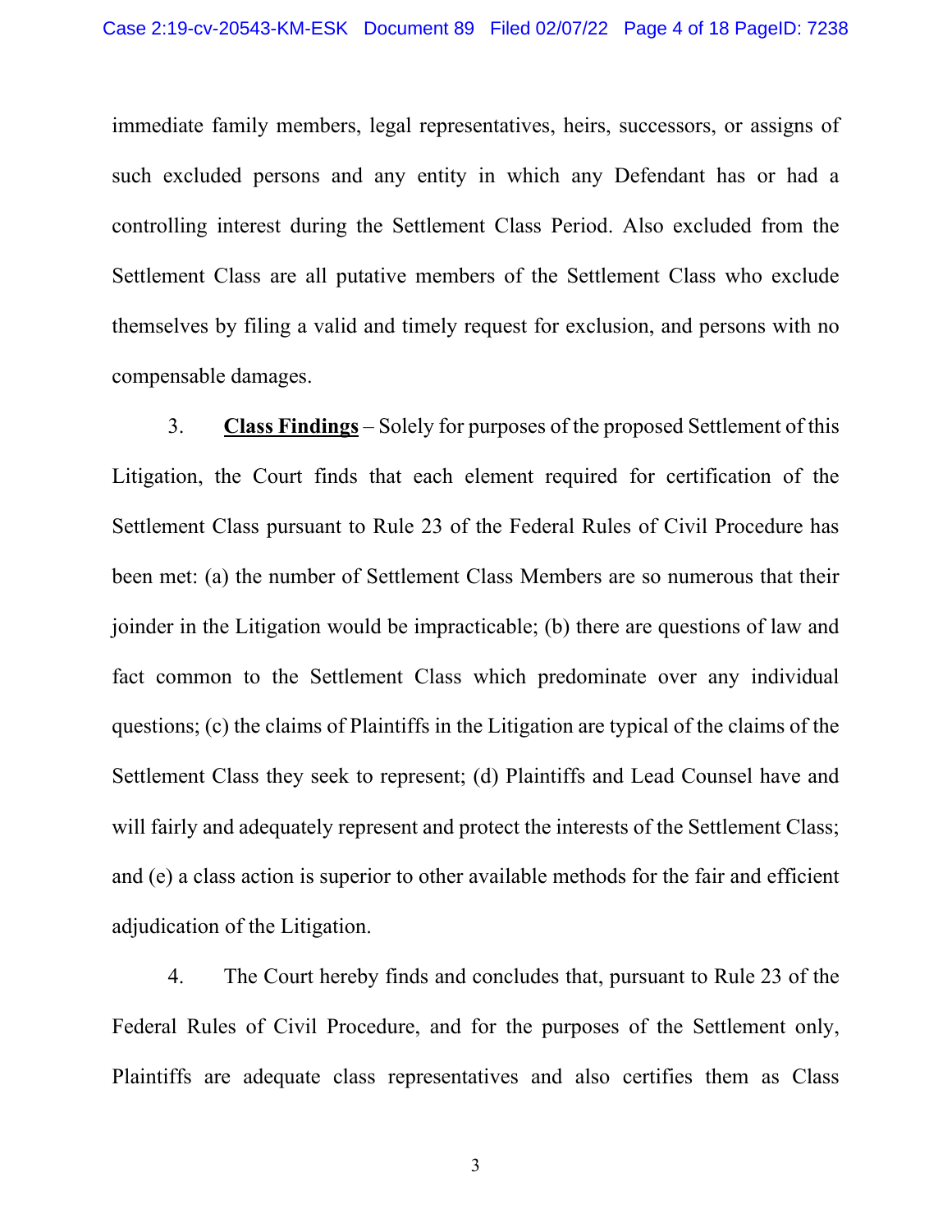immediate family members, legal representatives, heirs, successors, or assigns of such excluded persons and any entity in which any Defendant has or had a controlling interest during the Settlement Class Period. Also excluded from the Settlement Class are all putative members of the Settlement Class who exclude themselves by filing a valid and timely request for exclusion, and persons with no compensable damages.

3. **<u>Class Findings</u>** – Solely for purposes of the proposed Settlement of this Litigation, the Court finds that each element required for certification of the Settlement Class pursuant to Rule 23 of the Federal Rules of Civil Procedure has been met: (a) the number of Settlement Class Members are so numerous that their joinder in the Litigation would be impracticable; (b) there are questions of law and fact common to the Settlement Class which predominate over any individual questions; (c) the claims of Plaintiffs in the Litigation are typical of the claims of the Settlement Class they seek to represent; (d) Plaintiffs and Lead Counsel have and will fairly and adequately represent and protect the interests of the Settlement Class; and (e) a class action is superior to other available methods for the fair and efficient adjudication of the Litigation.

4. The Court hereby finds and concludes that, pursuant to Rule 23 of the Federal Rules of Civil Procedure, and for the purposes of the Settlement only, Plaintiffs are adequate class representatives and also certifies them as Class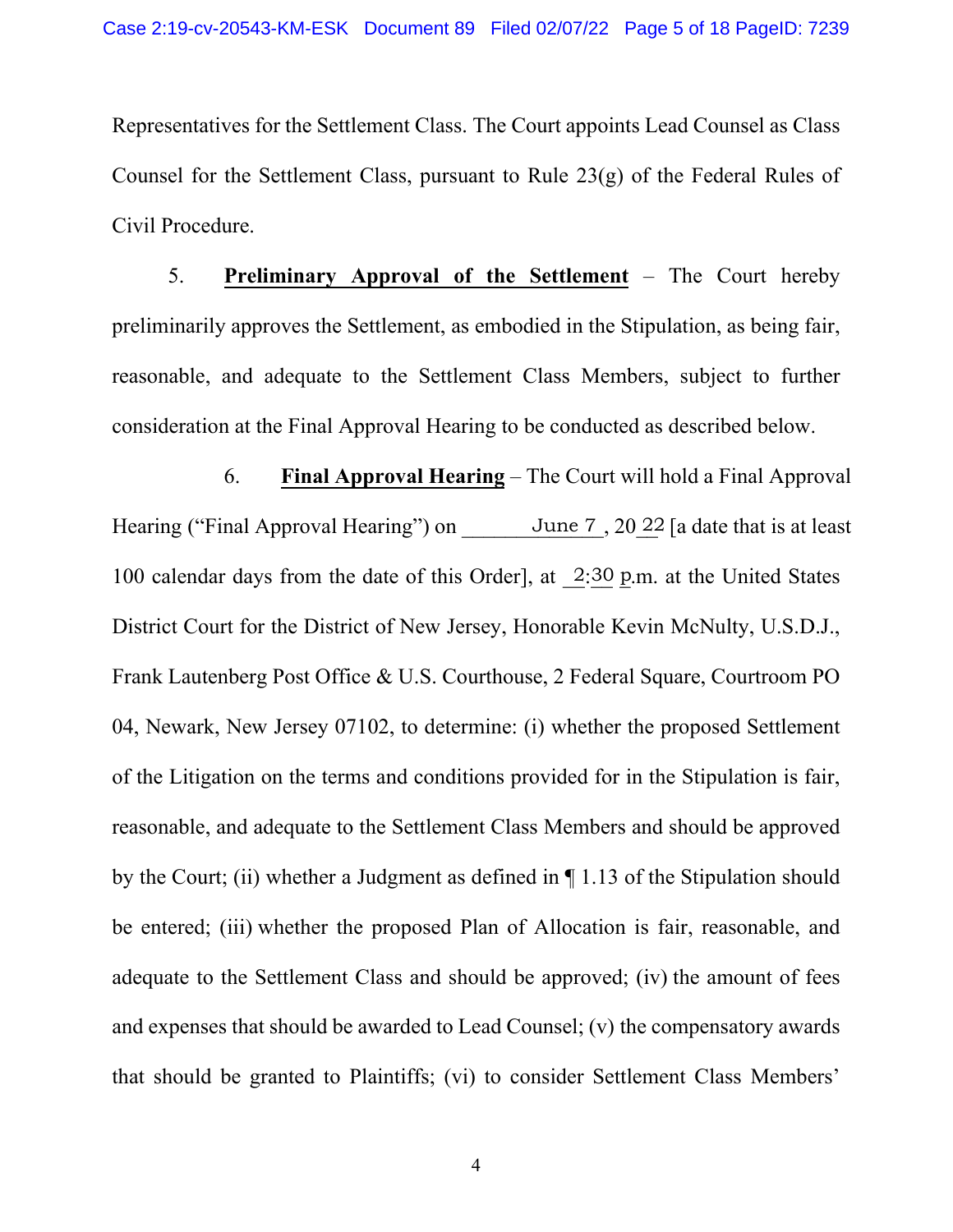Representatives for the Settlement Class. The Court appoints Lead Counsel as Class Counsel for the Settlement Class, pursuant to Rule 23(g) of the Federal Rules of Civil Procedure.

5. **Preliminary Approval of the Settlement** – The Court hereby preliminarily approves the Settlement, as embodied in the Stipulation, as being fair, reasonable, and adequate to the Settlement Class Members, subject to further consideration at the Final Approval Hearing to be conducted as described below.

6. **Final Approval Hearing** – The Court will hold a Final Approval Hearing ("Final Approval Hearing") on June 7, 2022 [a date that is at least 100 calendar days from the date of this Order], at 2:30 p.m. at the United States District Court for the District of New Jersey, Honorable Kevin McNulty, U.S.D.J., Frank Lautenberg Post Office & U.S. Courthouse, 2 Federal Square, Courtroom PO 04, Newark, New Jersey 07102, to determine: (i) whether the proposed Settlement of the Litigation on the terms and conditions provided for in the Stipulation is fair, reasonable, and adequate to the Settlement Class Members and should be approved by the Court; (ii) whether a Judgment as defined in ¶ 1.13 of the Stipulation should be entered; (iii) whether the proposed Plan of Allocation is fair, reasonable, and adequate to the Settlement Class and should be approved; (iv) the amount of fees and expenses that should be awarded to Lead Counsel; (v) the compensatory awards that should be granted to Plaintiffs; (vi) to consider Settlement Class Members'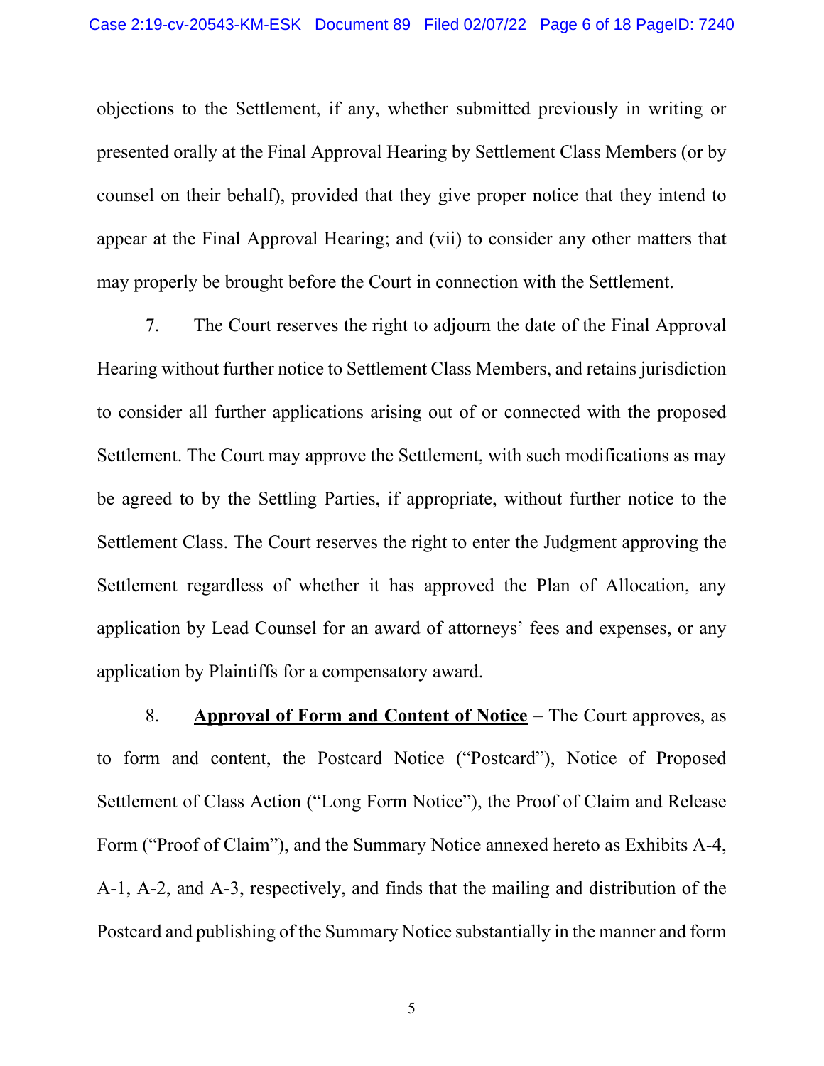objections to the Settlement, if any, whether submitted previously in writing or presented orally at the Final Approval Hearing by Settlement Class Members (or by counsel on their behalf), provided that they give proper notice that they intend to appear at the Final Approval Hearing; and (vii) to consider any other matters that may properly be brought before the Court in connection with the Settlement.

7. The Court reserves the right to adjourn the date of the Final Approval Hearing without further notice to Settlement Class Members, and retains jurisdiction to consider all further applications arising out of or connected with the proposed Settlement. The Court may approve the Settlement, with such modifications as may be agreed to by the Settling Parties, if appropriate, without further notice to the Settlement Class. The Court reserves the right to enter the Judgment approving the Settlement regardless of whether it has approved the Plan of Allocation, any application by Lead Counsel for an award of attorneys' fees and expenses, or any application by Plaintiffs for a compensatory award.

8. **<u>Approval of Form and Content of Notice</u>** – The Court approves, as to form and content, the Postcard Notice ("Postcard"), Notice of Proposed Settlement of Class Action ("Long Form Notice"), the Proof of Claim and Release Form ("Proof of Claim"), and the Summary Notice annexed hereto as Exhibits A-4, A-1, A-2, and A-3, respectively, and finds that the mailing and distribution of the Postcard and publishing of the Summary Notice substantially in the manner and form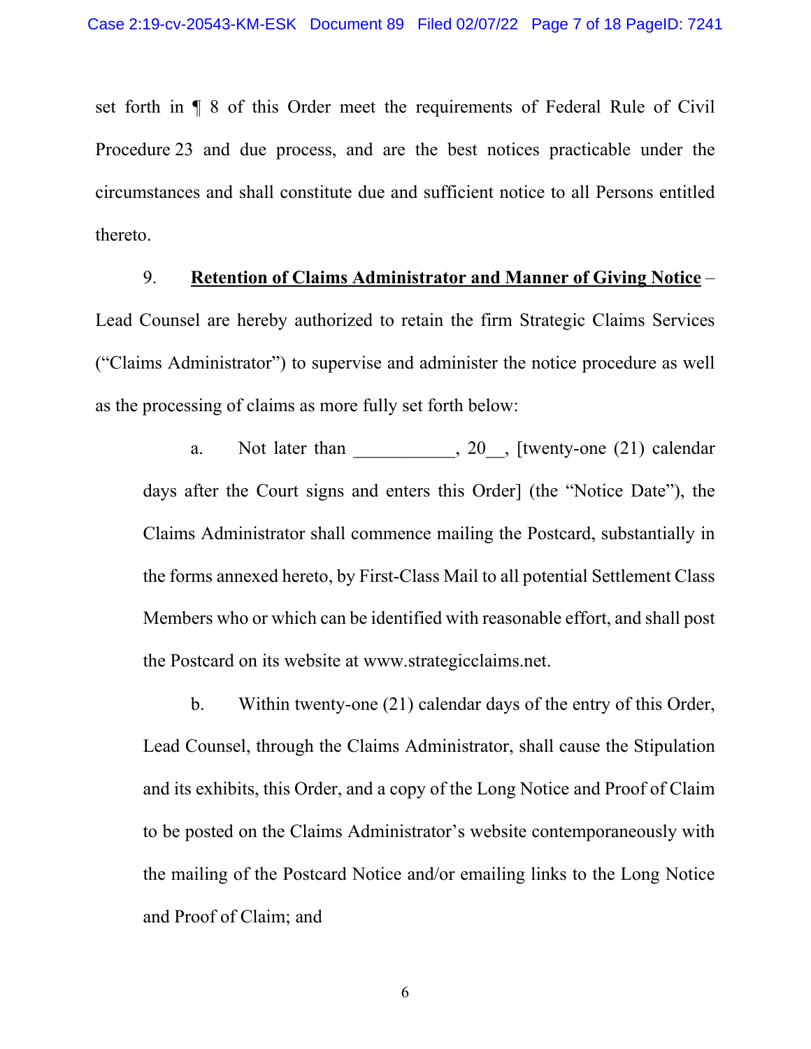set forth in ¶ 8 of this Order meet the requirements of Federal Rule of Civil Procedure 23 and due process, and are the best notices practicable under the circumstances and shall constitute due and sufficient notice to all Persons entitled thereto.

9. **<u>Retention of Claims Administrator and Manner of Giving Notice</u>** – Lead Counsel are hereby authorized to retain the firm Strategic Claims Services ("Claims Administrator") to supervise and administer the notice procedure as well as the processing of claims as more fully set forth below:

a. Not later than ___________, 20__, [twenty-one (21) calendar days after the Court signs and enters this Order] (the "Notice Date"), the Claims Administrator shall commence mailing the Postcard, substantially in the forms annexed hereto, by First-Class Mail to all potential Settlement Class Members who or which can be identified with reasonable effort, and shall post the Postcard on its website at www.strategicclaims.net.

b. Within twenty-one (21) calendar days of the entry of this Order, Lead Counsel, through the Claims Administrator, shall cause the Stipulation and its exhibits, this Order, and a copy of the Long Notice and Proof of Claim to be posted on the Claims Administrator's website contemporaneously with the mailing of the Postcard Notice and/or emailing links to the Long Notice and Proof of Claim; and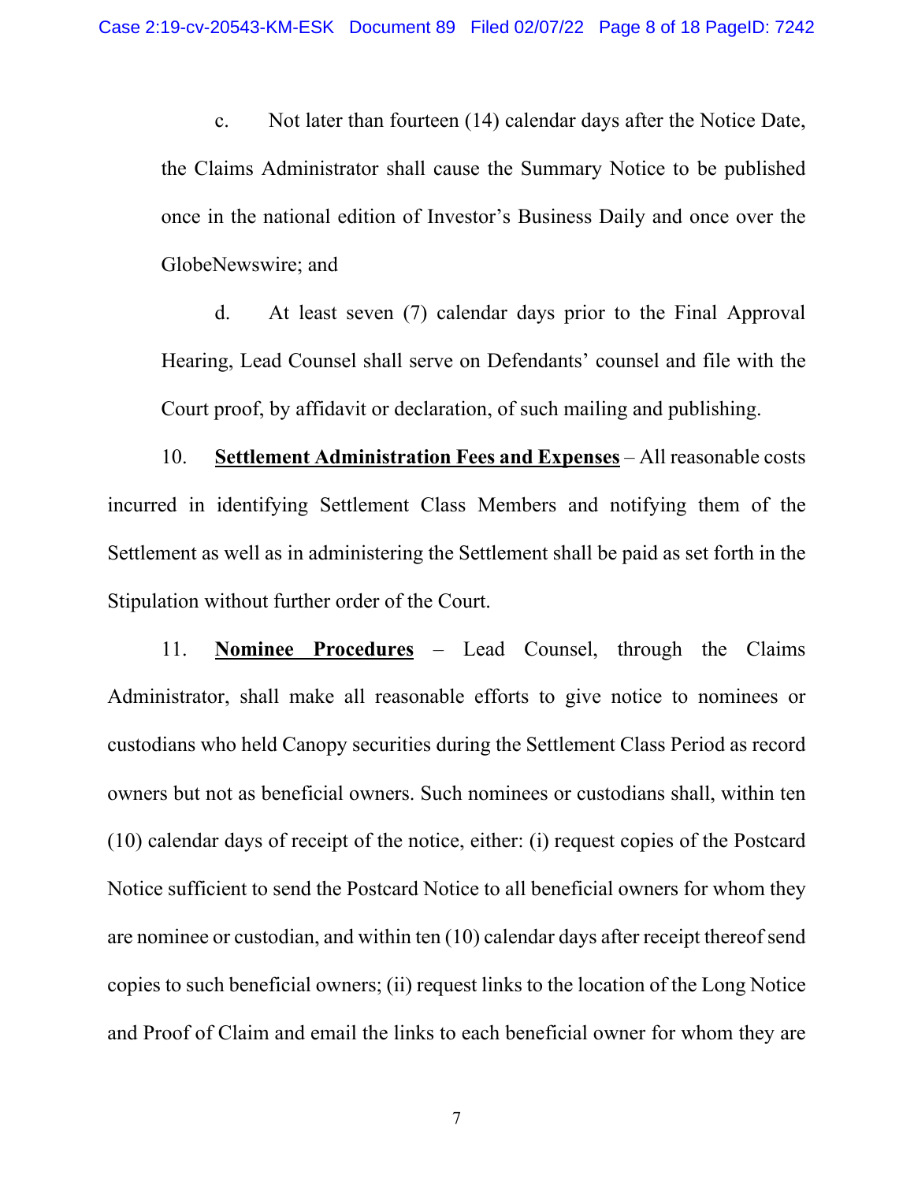c. Not later than fourteen (14) calendar days after the Notice Date, the Claims Administrator shall cause the Summary Notice to be published once in the national edition of Investor's Business Daily and once over the GlobeNewswire; and

d. At least seven (7) calendar days prior to the Final Approval Hearing, Lead Counsel shall serve on Defendants' counsel and file with the Court proof, by affidavit or declaration, of such mailing and publishing.

10. **<u>Settlement Administration Fees and Expenses</u>** – All reasonable costs incurred in identifying Settlement Class Members and notifying them of the Settlement as well as in administering the Settlement shall be paid as set forth in the Stipulation without further order of the Court.

11. **<u>Nominee Procedures</u>** – Lead Counsel, through the Claims Administrator, shall make all reasonable efforts to give notice to nominees or custodians who held Canopy securities during the Settlement Class Period as record owners but not as beneficial owners. Such nominees or custodians shall, within ten (10) calendar days of receipt of the notice, either: (i) request copies of the Postcard Notice sufficient to send the Postcard Notice to all beneficial owners for whom they are nominee or custodian, and within ten (10) calendar days after receipt thereof send copies to such beneficial owners; (ii) request links to the location of the Long Notice and Proof of Claim and email the links to each beneficial owner for whom they are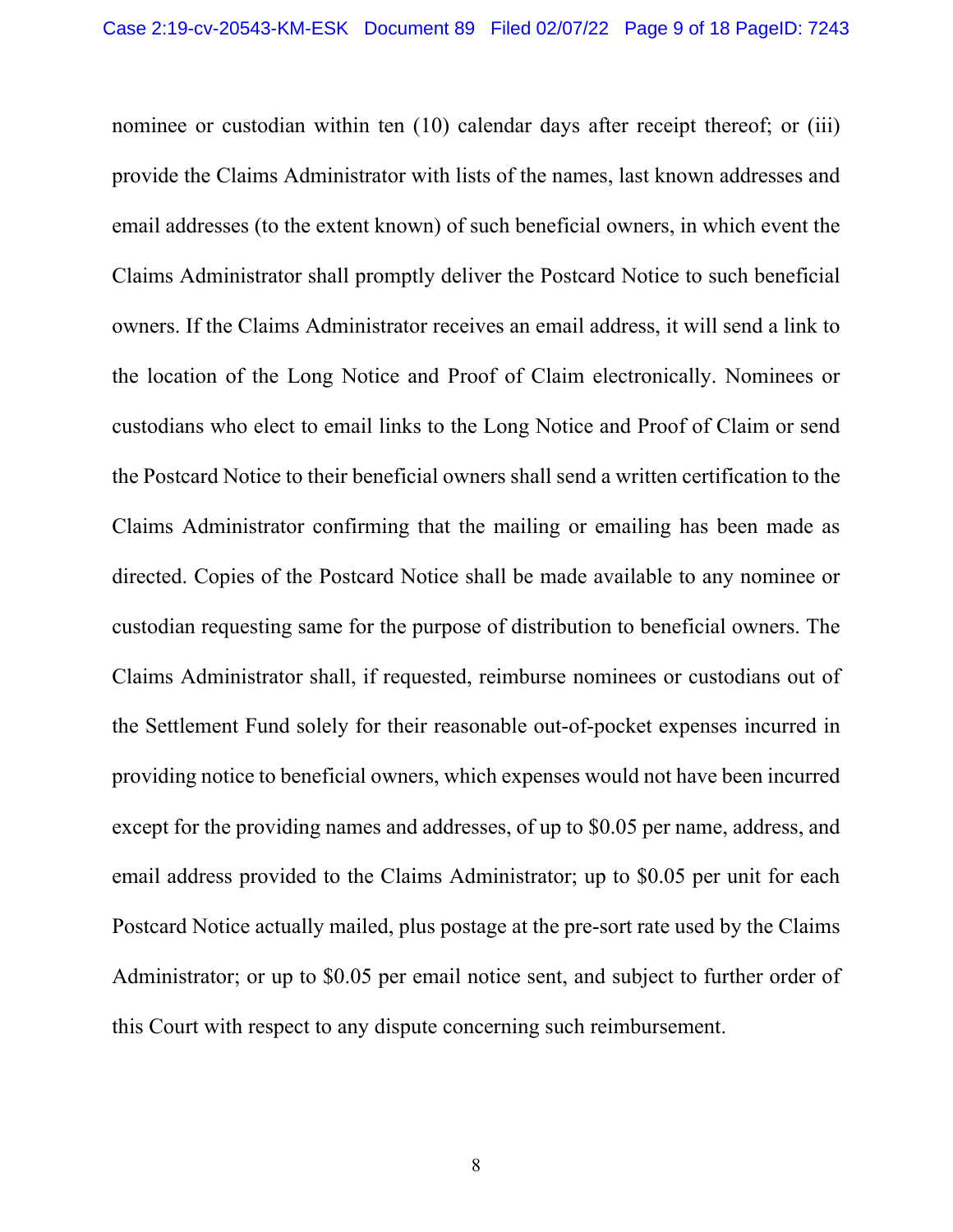nominee or custodian within ten (10) calendar days after receipt thereof; or (iii) provide the Claims Administrator with lists of the names, last known addresses and email addresses (to the extent known) of such beneficial owners, in which event the Claims Administrator shall promptly deliver the Postcard Notice to such beneficial owners. If the Claims Administrator receives an email address, it will send a link to the location of the Long Notice and Proof of Claim electronically. Nominees or custodians who elect to email links to the Long Notice and Proof of Claim or send the Postcard Notice to their beneficial owners shall send a written certification to the Claims Administrator confirming that the mailing or emailing has been made as directed. Copies of the Postcard Notice shall be made available to any nominee or custodian requesting same for the purpose of distribution to beneficial owners. The Claims Administrator shall, if requested, reimburse nominees or custodians out of the Settlement Fund solely for their reasonable out-of-pocket expenses incurred in providing notice to beneficial owners, which expenses would not have been incurred except for the providing names and addresses, of up to $0.05 per name, address, and email address provided to the Claims Administrator; up to $0.05 per unit for each Postcard Notice actually mailed, plus postage at the pre-sort rate used by the Claims Administrator; or up to $0.05 per email notice sent, and subject to further order of this Court with respect to any dispute concerning such reimbursement.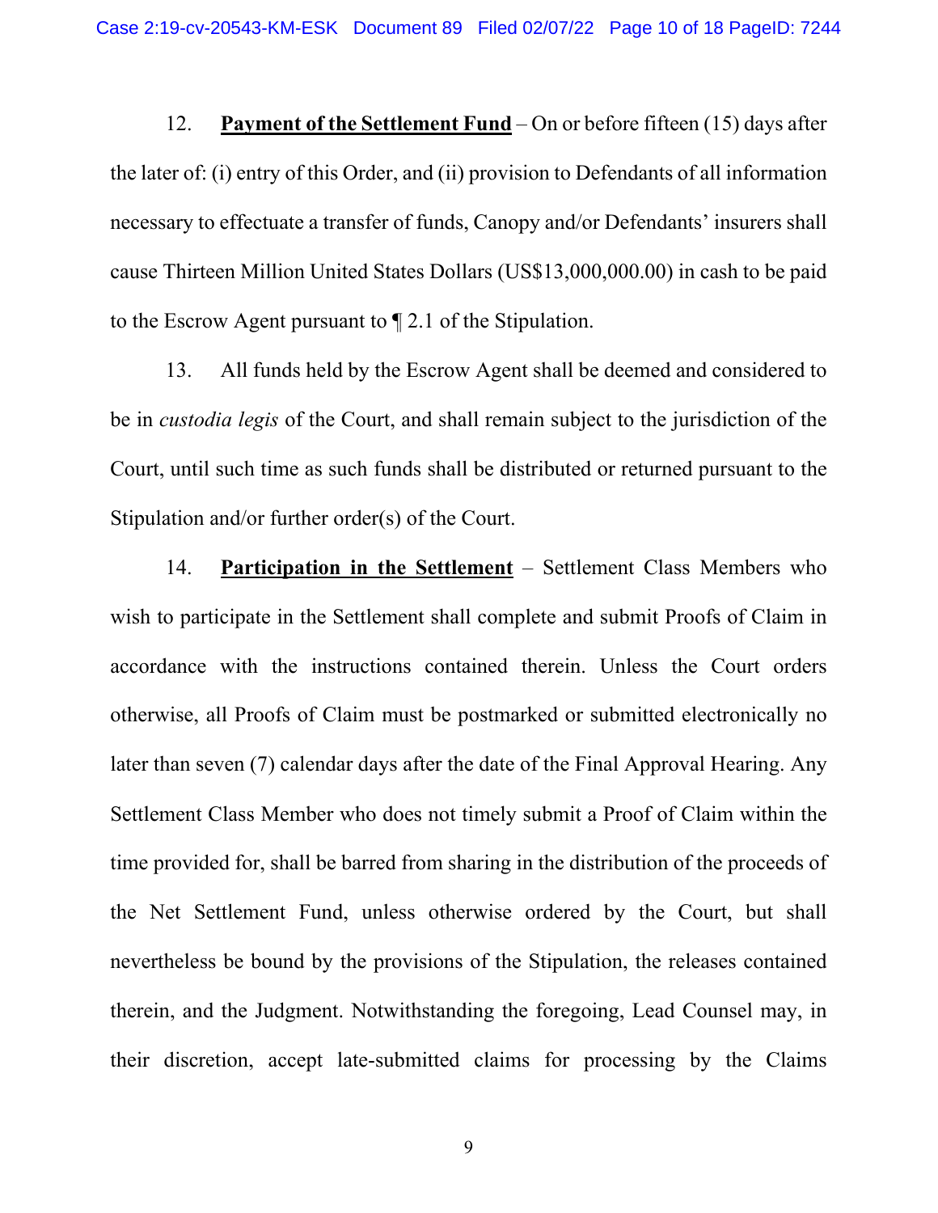12. **Payment of the Settlement Fund** – On or before fifteen (15) days after the later of: (i) entry of this Order, and (ii) provision to Defendants of all information necessary to effectuate a transfer of funds, Canopy and/or Defendants' insurers shall cause Thirteen Million United States Dollars (US$13,000,000.00) in cash to be paid to the Escrow Agent pursuant to ¶ 2.1 of the Stipulation.

13. All funds held by the Escrow Agent shall be deemed and considered to be in *custodia legis* of the Court, and shall remain subject to the jurisdiction of the Court, until such time as such funds shall be distributed or returned pursuant to the Stipulation and/or further order(s) of the Court.

14. **Participation in the Settlement** – Settlement Class Members who wish to participate in the Settlement shall complete and submit Proofs of Claim in accordance with the instructions contained therein. Unless the Court orders otherwise, all Proofs of Claim must be postmarked or submitted electronically no later than seven (7) calendar days after the date of the Final Approval Hearing. Any Settlement Class Member who does not timely submit a Proof of Claim within the time provided for, shall be barred from sharing in the distribution of the proceeds of the Net Settlement Fund, unless otherwise ordered by the Court, but shall nevertheless be bound by the provisions of the Stipulation, the releases contained therein, and the Judgment. Notwithstanding the foregoing, Lead Counsel may, in their discretion, accept late-submitted claims for processing by the Claims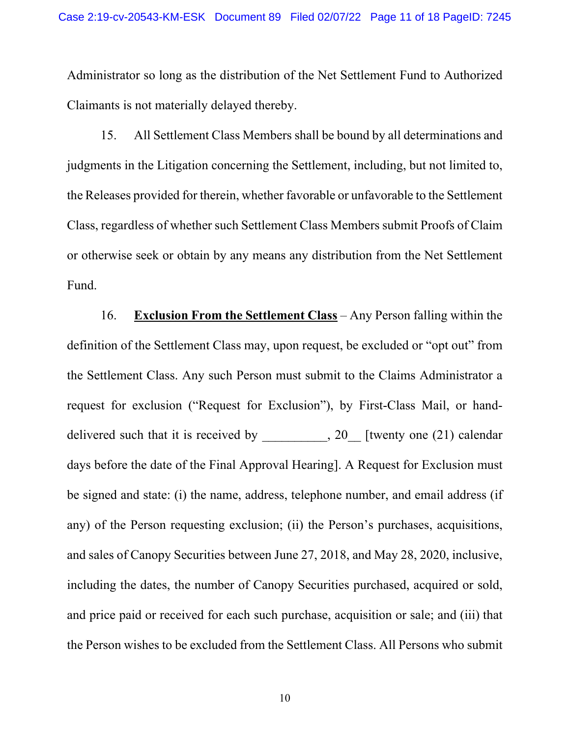Administrator so long as the distribution of the Net Settlement Fund to Authorized Claimants is not materially delayed thereby.

15. All Settlement Class Members shall be bound by all determinations and judgments in the Litigation concerning the Settlement, including, but not limited to, the Releases provided for therein, whether favorable or unfavorable to the Settlement Class, regardless of whether such Settlement Class Members submit Proofs of Claim or otherwise seek or obtain by any means any distribution from the Net Settlement Fund.

16. **Exclusion From the Settlement Class** – Any Person falling within the definition of the Settlement Class may, upon request, be excluded or "opt out" from the Settlement Class. Any such Person must submit to the Claims Administrator a request for exclusion ("Request for Exclusion"), by First-Class Mail, or hand-delivered such that it is received by __________, 20__ [twenty one (21) calendar days before the date of the Final Approval Hearing]. A Request for Exclusion must be signed and state: (i) the name, address, telephone number, and email address (if any) of the Person requesting exclusion; (ii) the Person's purchases, acquisitions, and sales of Canopy Securities between June 27, 2018, and May 28, 2020, inclusive, including the dates, the number of Canopy Securities purchased, acquired or sold, and price paid or received for each such purchase, acquisition or sale; and (iii) that the Person wishes to be excluded from the Settlement Class. All Persons who submit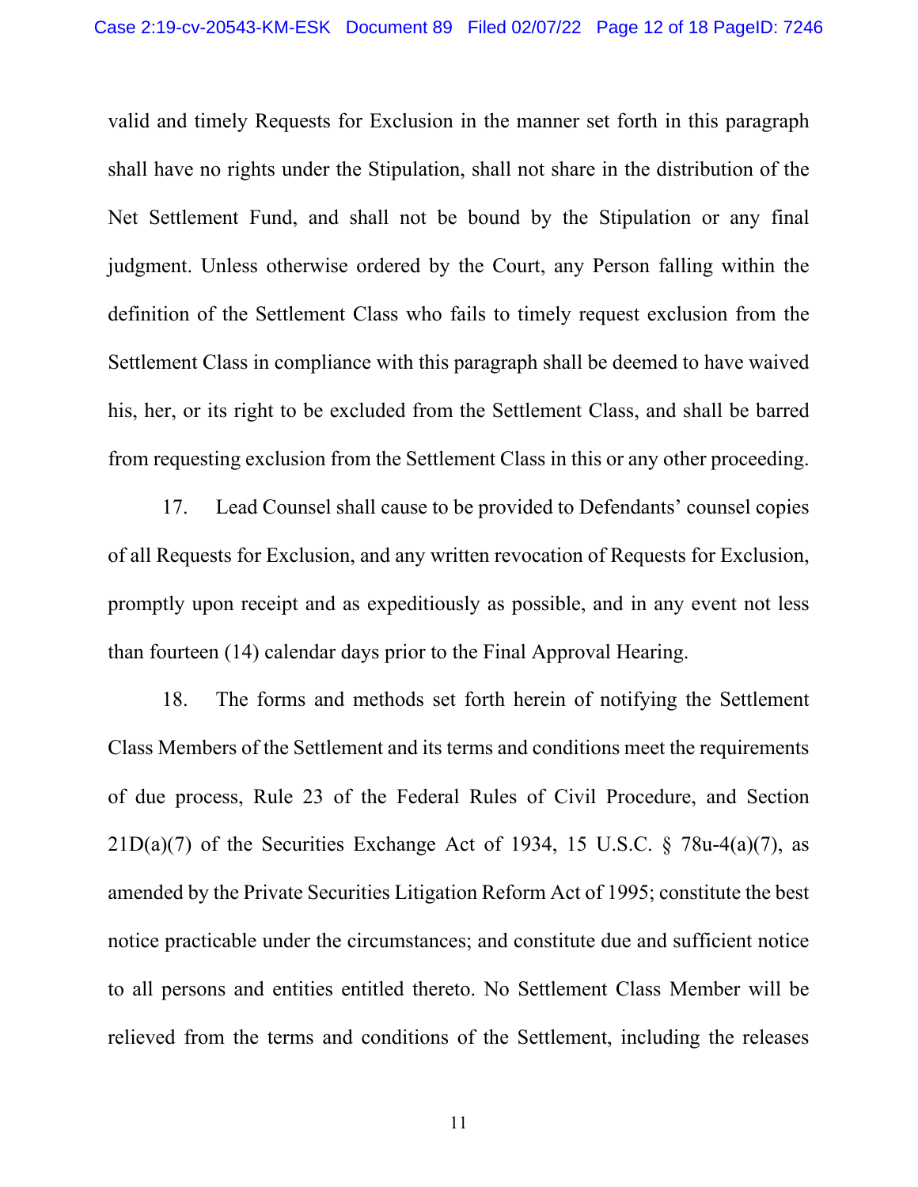valid and timely Requests for Exclusion in the manner set forth in this paragraph shall have no rights under the Stipulation, shall not share in the distribution of the Net Settlement Fund, and shall not be bound by the Stipulation or any final judgment. Unless otherwise ordered by the Court, any Person falling within the definition of the Settlement Class who fails to timely request exclusion from the Settlement Class in compliance with this paragraph shall be deemed to have waived his, her, or its right to be excluded from the Settlement Class, and shall be barred from requesting exclusion from the Settlement Class in this or any other proceeding.

17. Lead Counsel shall cause to be provided to Defendants' counsel copies of all Requests for Exclusion, and any written revocation of Requests for Exclusion, promptly upon receipt and as expeditiously as possible, and in any event not less than fourteen (14) calendar days prior to the Final Approval Hearing.

18. The forms and methods set forth herein of notifying the Settlement Class Members of the Settlement and its terms and conditions meet the requirements of due process, Rule 23 of the Federal Rules of Civil Procedure, and Section 21D(a)(7) of the Securities Exchange Act of 1934, 15 U.S.C. § 78u-4(a)(7), as amended by the Private Securities Litigation Reform Act of 1995; constitute the best notice practicable under the circumstances; and constitute due and sufficient notice to all persons and entities entitled thereto. No Settlement Class Member will be relieved from the terms and conditions of the Settlement, including the releases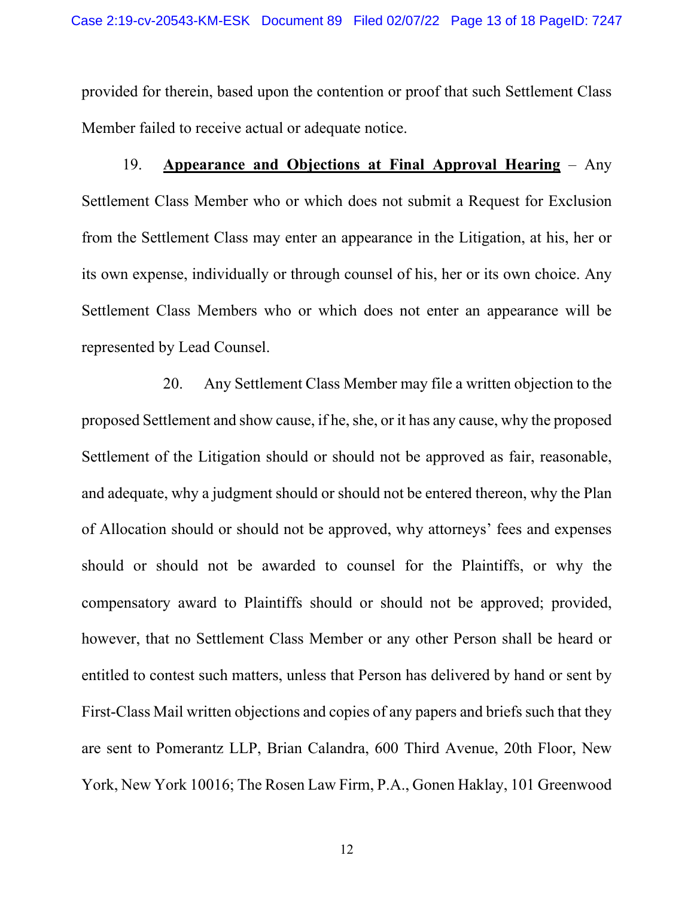provided for therein, based upon the contention or proof that such Settlement Class Member failed to receive actual or adequate notice.

19. **Appearance and Objections at Final Approval Hearing** – Any Settlement Class Member who or which does not submit a Request for Exclusion from the Settlement Class may enter an appearance in the Litigation, at his, her or its own expense, individually or through counsel of his, her or its own choice. Any Settlement Class Members who or which does not enter an appearance will be represented by Lead Counsel.

20. Any Settlement Class Member may file a written objection to the proposed Settlement and show cause, if he, she, or it has any cause, why the proposed Settlement of the Litigation should or should not be approved as fair, reasonable, and adequate, why a judgment should or should not be entered thereon, why the Plan of Allocation should or should not be approved, why attorneys' fees and expenses should or should not be awarded to counsel for the Plaintiffs, or why the compensatory award to Plaintiffs should or should not be approved; provided, however, that no Settlement Class Member or any other Person shall be heard or entitled to contest such matters, unless that Person has delivered by hand or sent by First-Class Mail written objections and copies of any papers and briefs such that they are sent to Pomerantz LLP, Brian Calandra, 600 Third Avenue, 20th Floor, New York, New York 10016; The Rosen Law Firm, P.A., Gonen Haklay, 101 Greenwood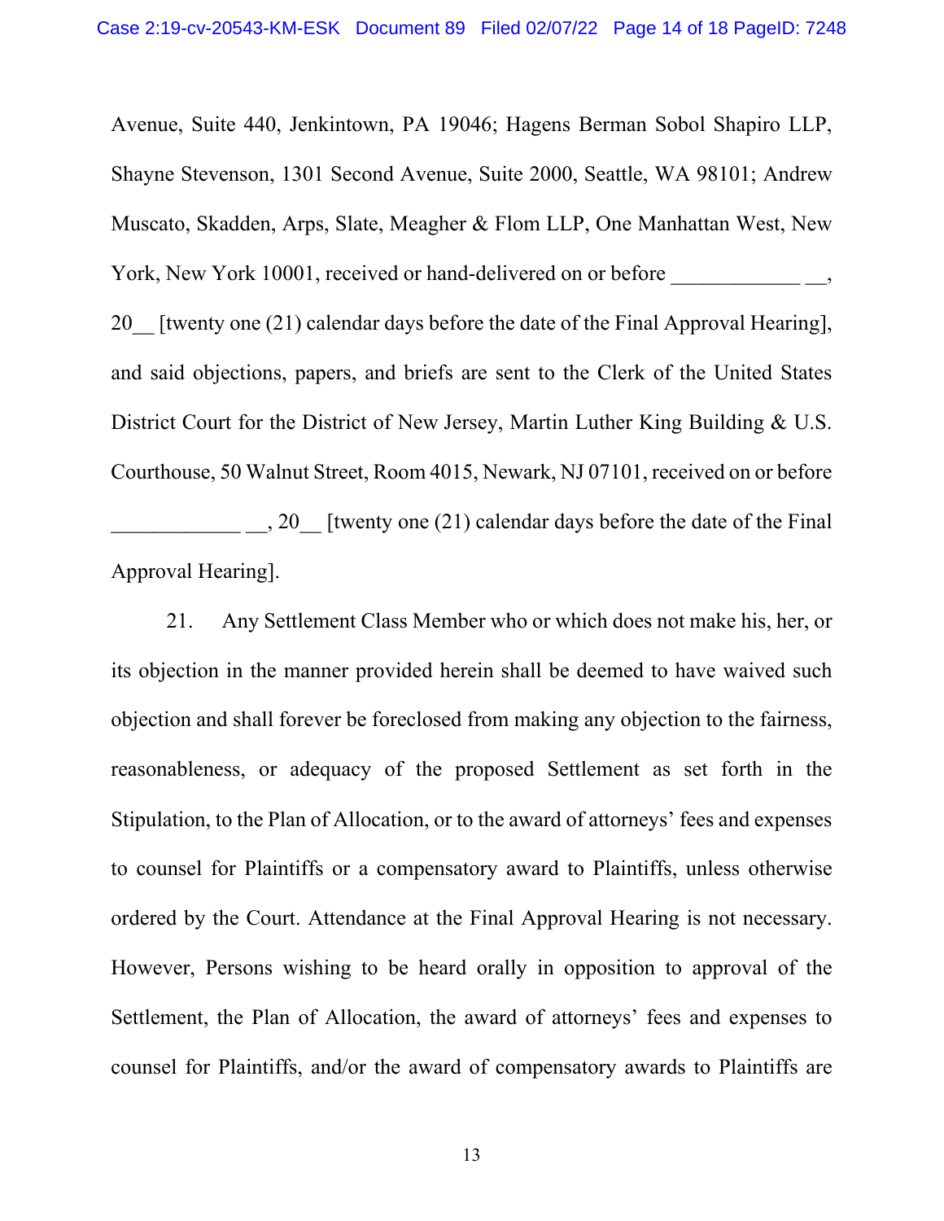Avenue, Suite 440, Jenkintown, PA 19046; Hagens Berman Sobol Shapiro LLP, Shayne Stevenson, 1301 Second Avenue, Suite 2000, Seattle, WA 98101; Andrew Muscato, Skadden, Arps, Slate, Meagher & Flom LLP, One Manhattan West, New York, New York 10001, received or hand-delivered on or before ____________ __, 20__ [twenty one (21) calendar days before the date of the Final Approval Hearing], and said objections, papers, and briefs are sent to the Clerk of the United States District Court for the District of New Jersey, Martin Luther King Building & U.S. Courthouse, 50 Walnut Street, Room 4015, Newark, NJ 07101, received on or before ____________ __, 20__ [twenty one (21) calendar days before the date of the Final Approval Hearing].

21. Any Settlement Class Member who or which does not make his, her, or its objection in the manner provided herein shall be deemed to have waived such objection and shall forever be foreclosed from making any objection to the fairness, reasonableness, or adequacy of the proposed Settlement as set forth in the Stipulation, to the Plan of Allocation, or to the award of attorneys' fees and expenses to counsel for Plaintiffs or a compensatory award to Plaintiffs, unless otherwise ordered by the Court. Attendance at the Final Approval Hearing is not necessary. However, Persons wishing to be heard orally in opposition to approval of the Settlement, the Plan of Allocation, the award of attorneys' fees and expenses to counsel for Plaintiffs, and/or the award of compensatory awards to Plaintiffs are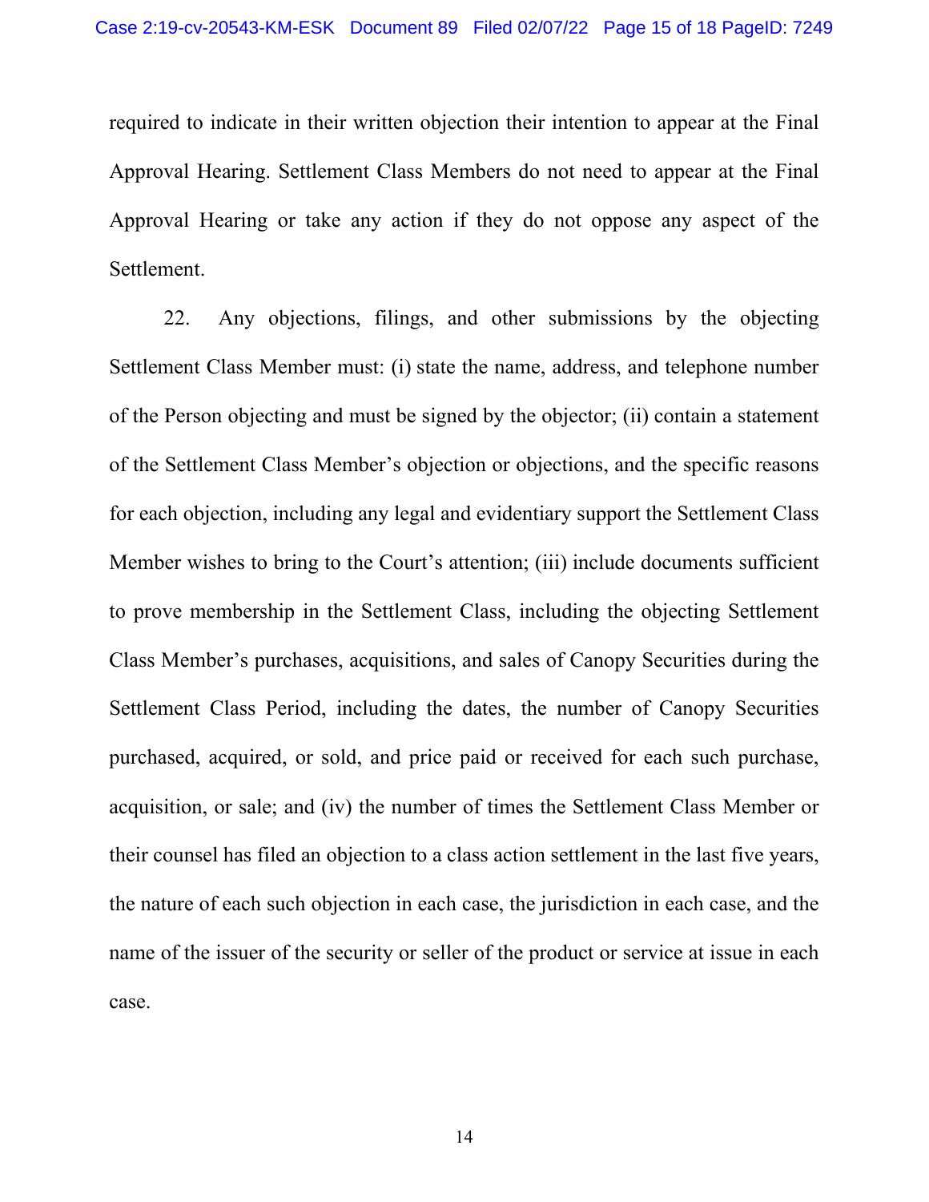required to indicate in their written objection their intention to appear at the Final Approval Hearing. Settlement Class Members do not need to appear at the Final Approval Hearing or take any action if they do not oppose any aspect of the Settlement.

22. Any objections, filings, and other submissions by the objecting Settlement Class Member must: (i) state the name, address, and telephone number of the Person objecting and must be signed by the objector; (ii) contain a statement of the Settlement Class Member's objection or objections, and the specific reasons for each objection, including any legal and evidentiary support the Settlement Class Member wishes to bring to the Court's attention; (iii) include documents sufficient to prove membership in the Settlement Class, including the objecting Settlement Class Member's purchases, acquisitions, and sales of Canopy Securities during the Settlement Class Period, including the dates, the number of Canopy Securities purchased, acquired, or sold, and price paid or received for each such purchase, acquisition, or sale; and (iv) the number of times the Settlement Class Member or their counsel has filed an objection to a class action settlement in the last five years, the nature of each such objection in each case, the jurisdiction in each case, and the name of the issuer of the security or seller of the product or service at issue in each case.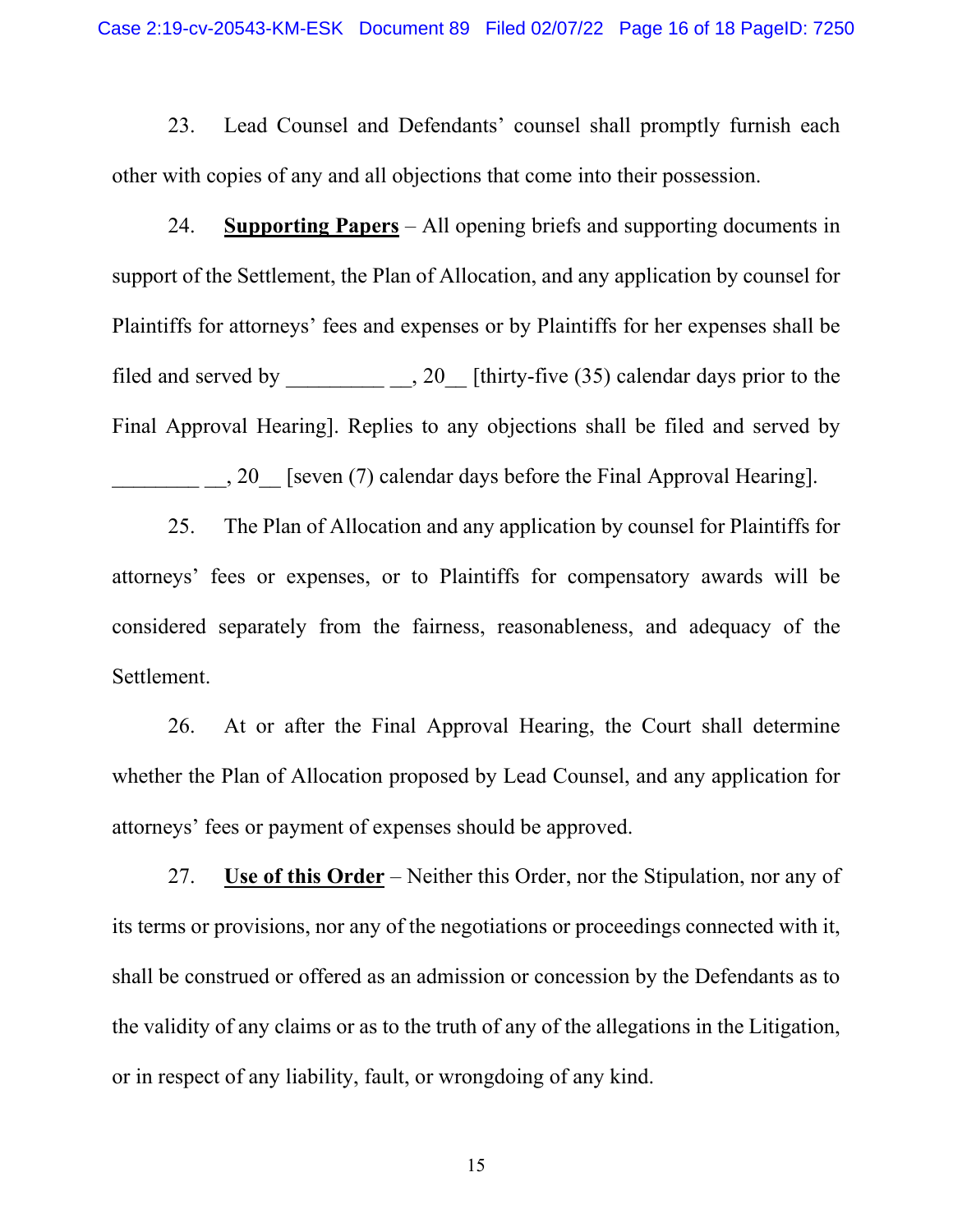23. Lead Counsel and Defendants' counsel shall promptly furnish each other with copies of any and all objections that come into their possession.

24. **Supporting Papers** – All opening briefs and supporting documents in support of the Settlement, the Plan of Allocation, and any application by counsel for Plaintiffs for attorneys' fees and expenses or by Plaintiffs for her expenses shall be filed and served by _________ __, 20__ [thirty-five (35) calendar days prior to the Final Approval Hearing]. Replies to any objections shall be filed and served by ________ __, 20__ [seven (7) calendar days before the Final Approval Hearing].

25. The Plan of Allocation and any application by counsel for Plaintiffs for attorneys' fees or expenses, or to Plaintiffs for compensatory awards will be considered separately from the fairness, reasonableness, and adequacy of the Settlement.

26. At or after the Final Approval Hearing, the Court shall determine whether the Plan of Allocation proposed by Lead Counsel, and any application for attorneys' fees or payment of expenses should be approved.

27. **Use of this Order** – Neither this Order, nor the Stipulation, nor any of its terms or provisions, nor any of the negotiations or proceedings connected with it, shall be construed or offered as an admission or concession by the Defendants as to the validity of any claims or as to the truth of any of the allegations in the Litigation, or in respect of any liability, fault, or wrongdoing of any kind.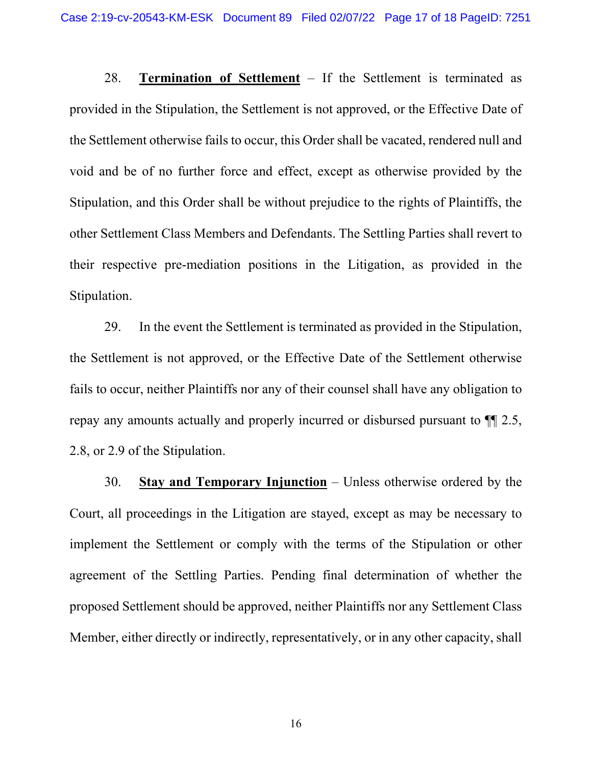28. **Termination of Settlement** – If the Settlement is terminated as provided in the Stipulation, the Settlement is not approved, or the Effective Date of the Settlement otherwise fails to occur, this Order shall be vacated, rendered null and void and be of no further force and effect, except as otherwise provided by the Stipulation, and this Order shall be without prejudice to the rights of Plaintiffs, the other Settlement Class Members and Defendants. The Settling Parties shall revert to their respective pre-mediation positions in the Litigation, as provided in the Stipulation.

29. In the event the Settlement is terminated as provided in the Stipulation, the Settlement is not approved, or the Effective Date of the Settlement otherwise fails to occur, neither Plaintiffs nor any of their counsel shall have any obligation to repay any amounts actually and properly incurred or disbursed pursuant to ¶¶ 2.5, 2.8, or 2.9 of the Stipulation.

30. **Stay and Temporary Injunction** – Unless otherwise ordered by the Court, all proceedings in the Litigation are stayed, except as may be necessary to implement the Settlement or comply with the terms of the Stipulation or other agreement of the Settling Parties. Pending final determination of whether the proposed Settlement should be approved, neither Plaintiffs nor any Settlement Class Member, either directly or indirectly, representatively, or in any other capacity, shall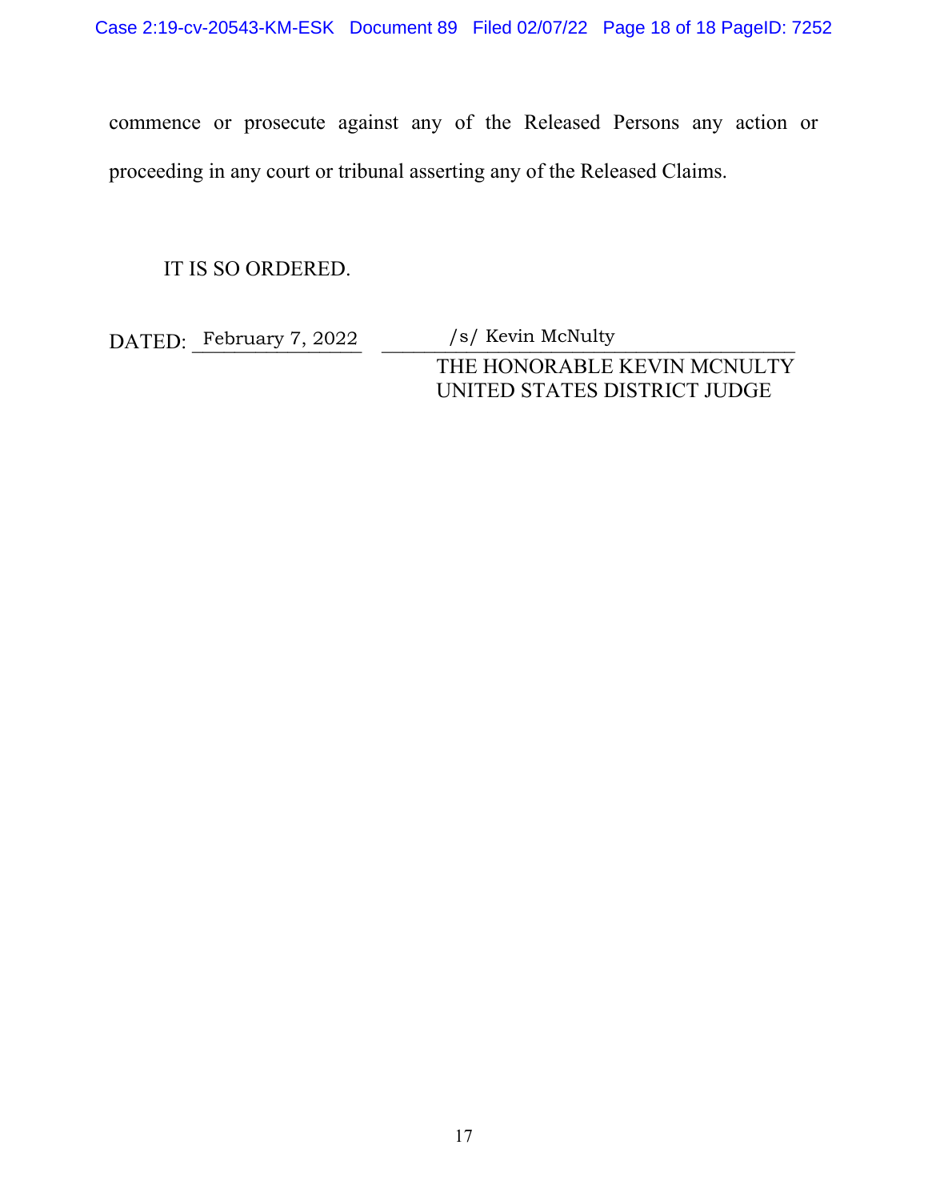commence or prosecute against any of the Released Persons any action or proceeding in any court or tribunal asserting any of the Released Claims.

IT IS SO ORDERED.

DATED: February 7, 2022

/s/ Kevin McNulty

THE HONORABLE KEVIN MCNULTY
UNITED STATES DISTRICT JUDGE